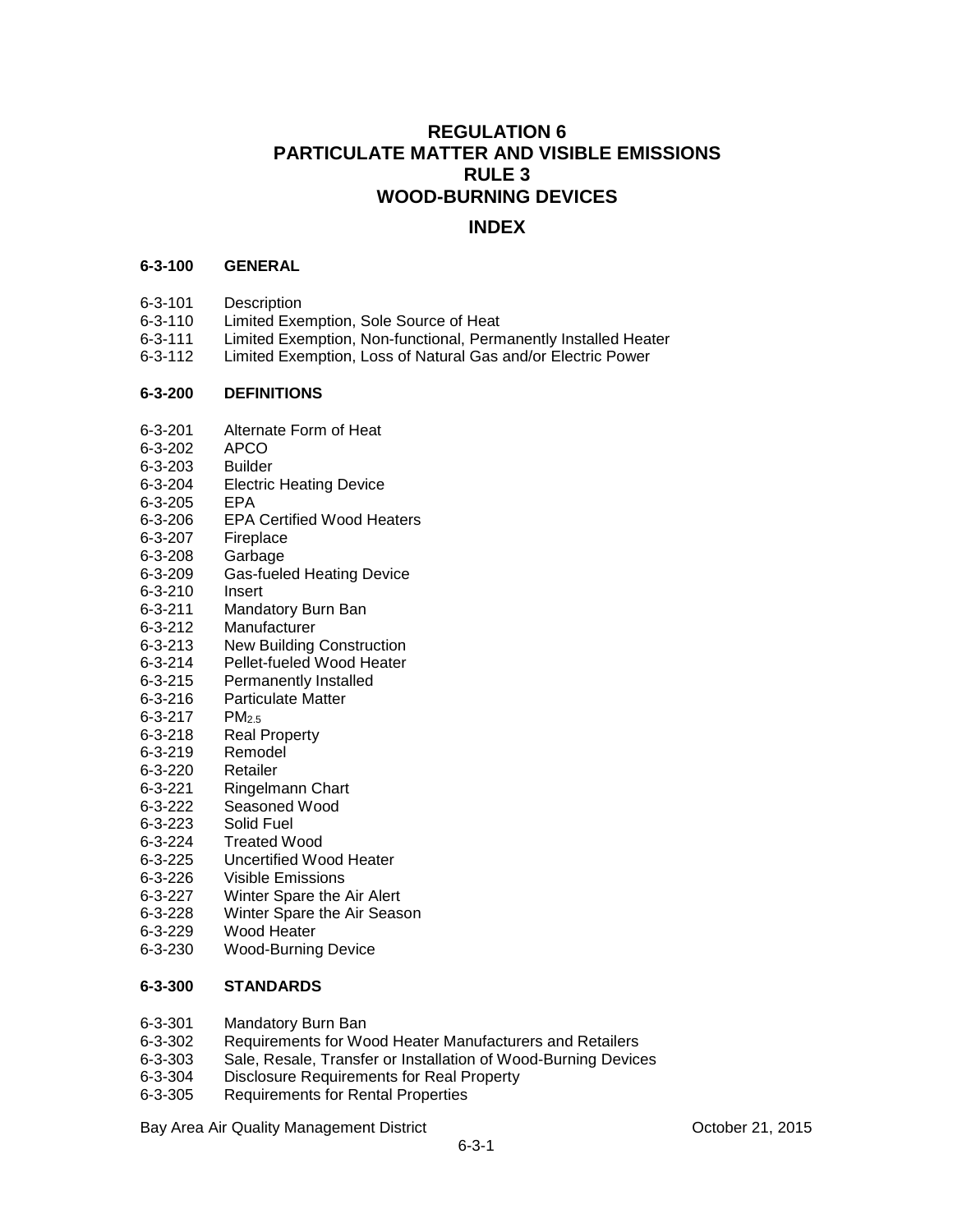# REGULATION 6
# PARTICULATE MATTER AND VISIBLE EMISSIONS
# RULE 3
# WOOD-BURNING DEVICES

## INDEX

**6-3-100 GENERAL**

6-3-101 Description
6-3-110 Limited Exemption, Sole Source of Heat
6-3-111 Limited Exemption, Non-functional, Permanently Installed Heater
6-3-112 Limited Exemption, Loss of Natural Gas and/or Electric Power

**6-3-200 DEFINITIONS**

6-3-201 Alternate Form of Heat
6-3-202 APCO
6-3-203 Builder
6-3-204 Electric Heating Device
6-3-205 EPA
6-3-206 EPA Certified Wood Heaters
6-3-207 Fireplace
6-3-208 Garbage
6-3-209 Gas-fueled Heating Device
6-3-210 Insert
6-3-211 Mandatory Burn Ban
6-3-212 Manufacturer
6-3-213 New Building Construction
6-3-214 Pellet-fueled Wood Heater
6-3-215 Permanently Installed
6-3-216 Particulate Matter
6-3-217 $PM_{2.5}$
6-3-218 Real Property
6-3-219 Remodel
6-3-220 Retailer
6-3-221 Ringelmann Chart
6-3-222 Seasoned Wood
6-3-223 Solid Fuel
6-3-224 Treated Wood
6-3-225 Uncertified Wood Heater
6-3-226 Visible Emissions
6-3-227 Winter Spare the Air Alert
6-3-228 Winter Spare the Air Season
6-3-229 Wood Heater
6-3-230 Wood-Burning Device

**6-3-300 STANDARDS**

6-3-301 Mandatory Burn Ban
6-3-302 Requirements for Wood Heater Manufacturers and Retailers
6-3-303 Sale, Resale, Transfer or Installation of Wood-Burning Devices
6-3-304 Disclosure Requirements for Real Property
6-3-305 Requirements for Rental Properties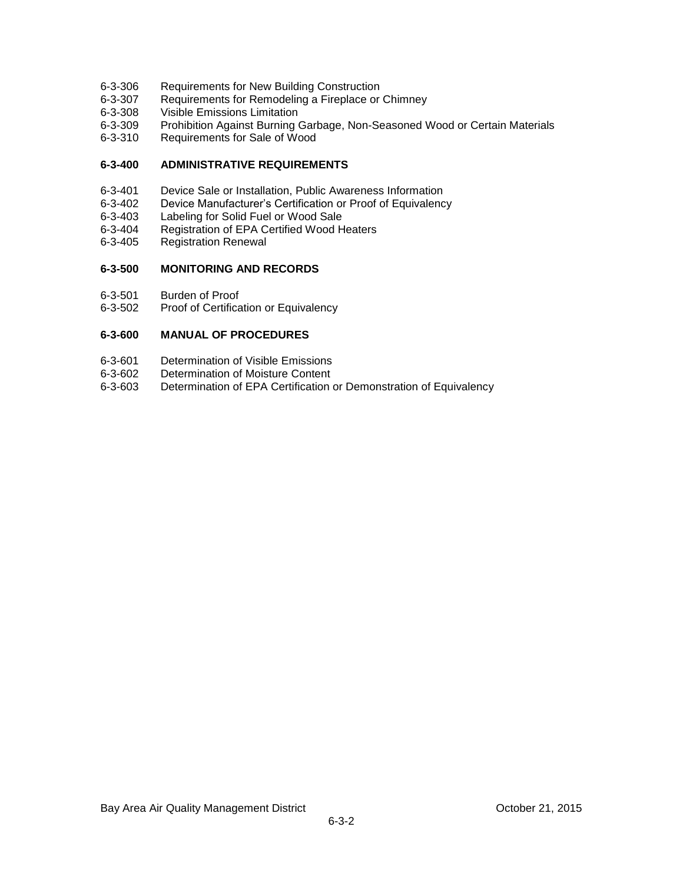6-3-306 Requirements for New Building Construction
6-3-307 Requirements for Remodeling a Fireplace or Chimney
6-3-308 Visible Emissions Limitation
6-3-309 Prohibition Against Burning Garbage, Non-Seasoned Wood or Certain Materials
6-3-310 Requirements for Sale of Wood

**6-3-400 ADMINISTRATIVE REQUIREMENTS**

6-3-401 Device Sale or Installation, Public Awareness Information
6-3-402 Device Manufacturer's Certification or Proof of Equivalency
6-3-403 Labeling for Solid Fuel or Wood Sale
6-3-404 Registration of EPA Certified Wood Heaters
6-3-405 Registration Renewal

**6-3-500 MONITORING AND RECORDS**

6-3-501 Burden of Proof
6-3-502 Proof of Certification or Equivalency

**6-3-600 MANUAL OF PROCEDURES**

6-3-601 Determination of Visible Emissions
6-3-602 Determination of Moisture Content
6-3-603 Determination of EPA Certification or Demonstration of Equivalency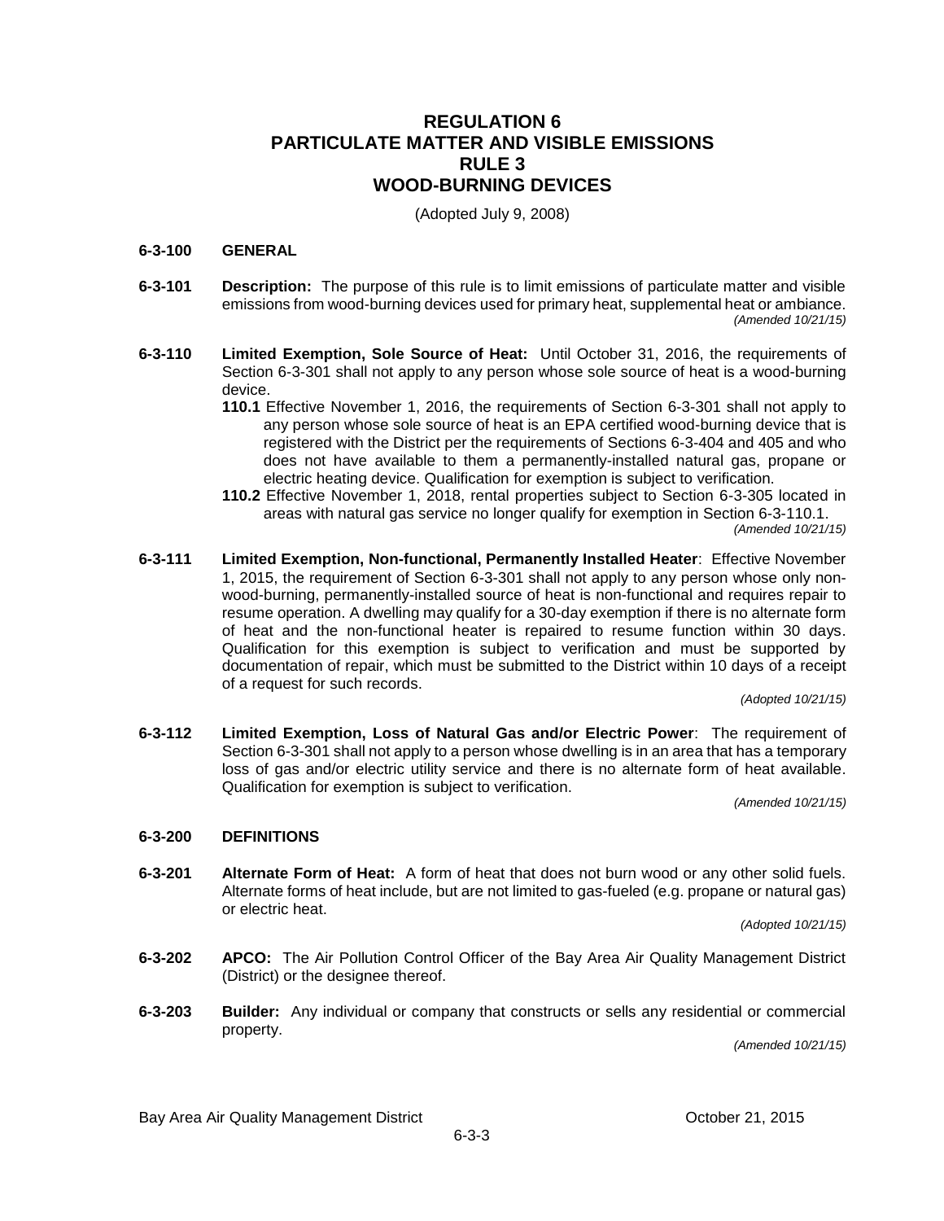# REGULATION 6
# PARTICULATE MATTER AND VISIBLE EMISSIONS
# RULE 3
# WOOD-BURNING DEVICES

(Adopted July 9, 2008)

## 6-3-100 GENERAL

**6-3-101 Description:** The purpose of this rule is to limit emissions of particulate matter and visible emissions from wood-burning devices used for primary heat, supplemental heat or ambiance.
*(Amended 10/21/15)*

**6-3-110 Limited Exemption, Sole Source of Heat:** Until October 31, 2016, the requirements of Section 6-3-301 shall not apply to any person whose sole source of heat is a wood-burning device.

**110.1** Effective November 1, 2016, the requirements of Section 6-3-301 shall not apply to any person whose sole source of heat is an EPA certified wood-burning device that is registered with the District per the requirements of Sections 6-3-404 and 405 and who does not have available to them a permanently-installed natural gas, propane or electric heating device. Qualification for exemption is subject to verification.

**110.2** Effective November 1, 2018, rental properties subject to Section 6-3-305 located in areas with natural gas service no longer qualify for exemption in Section 6-3-110.1.
*(Amended 10/21/15)*

**6-3-111 Limited Exemption, Non-functional, Permanently Installed Heater**: Effective November 1, 2015, the requirement of Section 6-3-301 shall not apply to any person whose only non-wood-burning, permanently-installed source of heat is non-functional and requires repair to resume operation. A dwelling may qualify for a 30-day exemption if there is no alternate form of heat and the non-functional heater is repaired to resume function within 30 days. Qualification for this exemption is subject to verification and must be supported by documentation of repair, which must be submitted to the District within 10 days of a receipt of a request for such records.
*(Adopted 10/21/15)*

**6-3-112 Limited Exemption, Loss of Natural Gas and/or Electric Power**: The requirement of Section 6-3-301 shall not apply to a person whose dwelling is in an area that has a temporary loss of gas and/or electric utility service and there is no alternate form of heat available. Qualification for exemption is subject to verification.
*(Amended 10/21/15)*

## 6-3-200 DEFINITIONS

**6-3-201 Alternate Form of Heat:** A form of heat that does not burn wood or any other solid fuels. Alternate forms of heat include, but are not limited to gas-fueled (e.g. propane or natural gas) or electric heat.
*(Adopted 10/21/15)*

**6-3-202 APCO:** The Air Pollution Control Officer of the Bay Area Air Quality Management District (District) or the designee thereof.

**6-3-203 Builder:** Any individual or company that constructs or sells any residential or commercial property.
*(Amended 10/21/15)*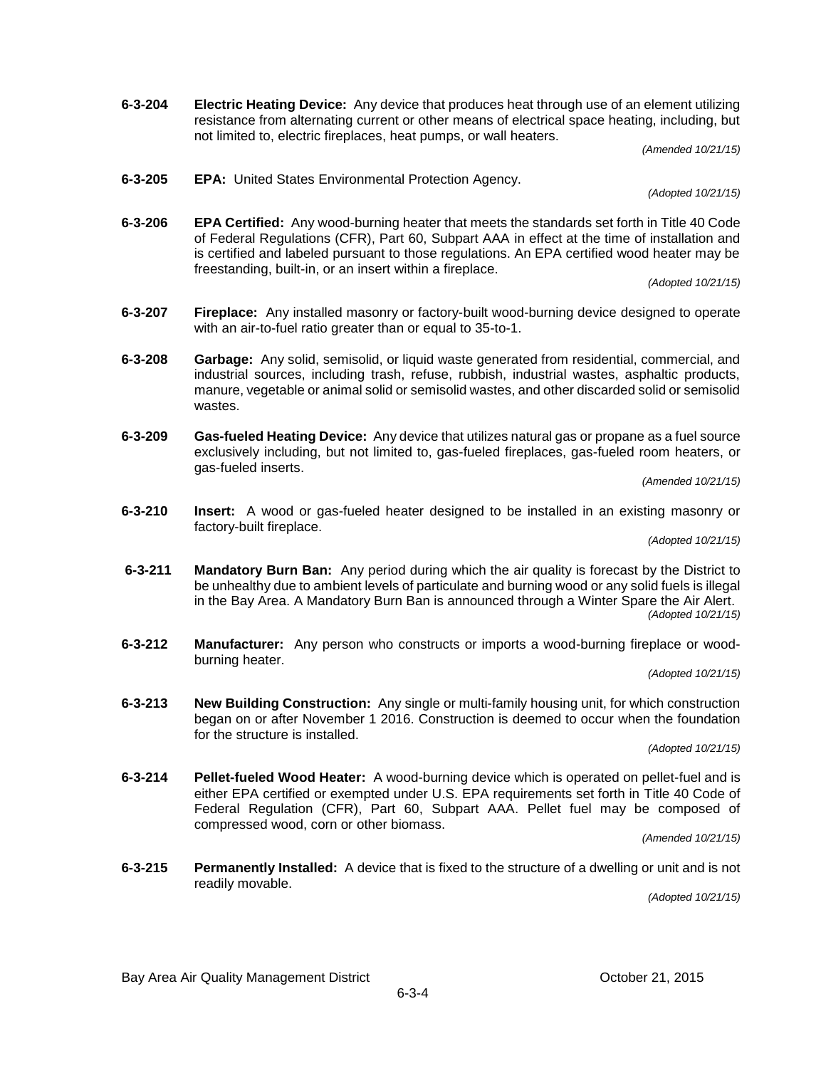**6-3-204** **Electric Heating Device:** Any device that produces heat through use of an element utilizing resistance from alternating current or other means of electrical space heating, including, but not limited to, electric fireplaces, heat pumps, or wall heaters.

*(Amended 10/21/15)*

**6-3-205** **EPA:** United States Environmental Protection Agency.

*(Adopted 10/21/15)*

**6-3-206** **EPA Certified:** Any wood-burning heater that meets the standards set forth in Title 40 Code of Federal Regulations (CFR), Part 60, Subpart AAA in effect at the time of installation and is certified and labeled pursuant to those regulations. An EPA certified wood heater may be freestanding, built-in, or an insert within a fireplace.

*(Adopted 10/21/15)*

**6-3-207** **Fireplace:** Any installed masonry or factory-built wood-burning device designed to operate with an air-to-fuel ratio greater than or equal to 35-to-1.

**6-3-208** **Garbage:** Any solid, semisolid, or liquid waste generated from residential, commercial, and industrial sources, including trash, refuse, rubbish, industrial wastes, asphaltic products, manure, vegetable or animal solid or semisolid wastes, and other discarded solid or semisolid wastes.

**6-3-209** **Gas-fueled Heating Device:** Any device that utilizes natural gas or propane as a fuel source exclusively including, but not limited to, gas-fueled fireplaces, gas-fueled room heaters, or gas-fueled inserts.

*(Amended 10/21/15)*

**6-3-210** **Insert:** A wood or gas-fueled heater designed to be installed in an existing masonry or factory-built fireplace.

*(Adopted 10/21/15)*

**6-3-211** **Mandatory Burn Ban:** Any period during which the air quality is forecast by the District to be unhealthy due to ambient levels of particulate and burning wood or any solid fuels is illegal in the Bay Area. A Mandatory Burn Ban is announced through a Winter Spare the Air Alert.

*(Adopted 10/21/15)*

**6-3-212** **Manufacturer:** Any person who constructs or imports a wood-burning fireplace or wood-burning heater.

*(Adopted 10/21/15)*

**6-3-213** **New Building Construction:** Any single or multi-family housing unit, for which construction began on or after November 1 2016. Construction is deemed to occur when the foundation for the structure is installed.

*(Adopted 10/21/15)*

**6-3-214** **Pellet-fueled Wood Heater:** A wood-burning device which is operated on pellet-fuel and is either EPA certified or exempted under U.S. EPA requirements set forth in Title 40 Code of Federal Regulation (CFR), Part 60, Subpart AAA. Pellet fuel may be composed of compressed wood, corn or other biomass.

*(Amended 10/21/15)*

**6-3-215** **Permanently Installed:** A device that is fixed to the structure of a dwelling or unit and is not readily movable.

*(Adopted 10/21/15)*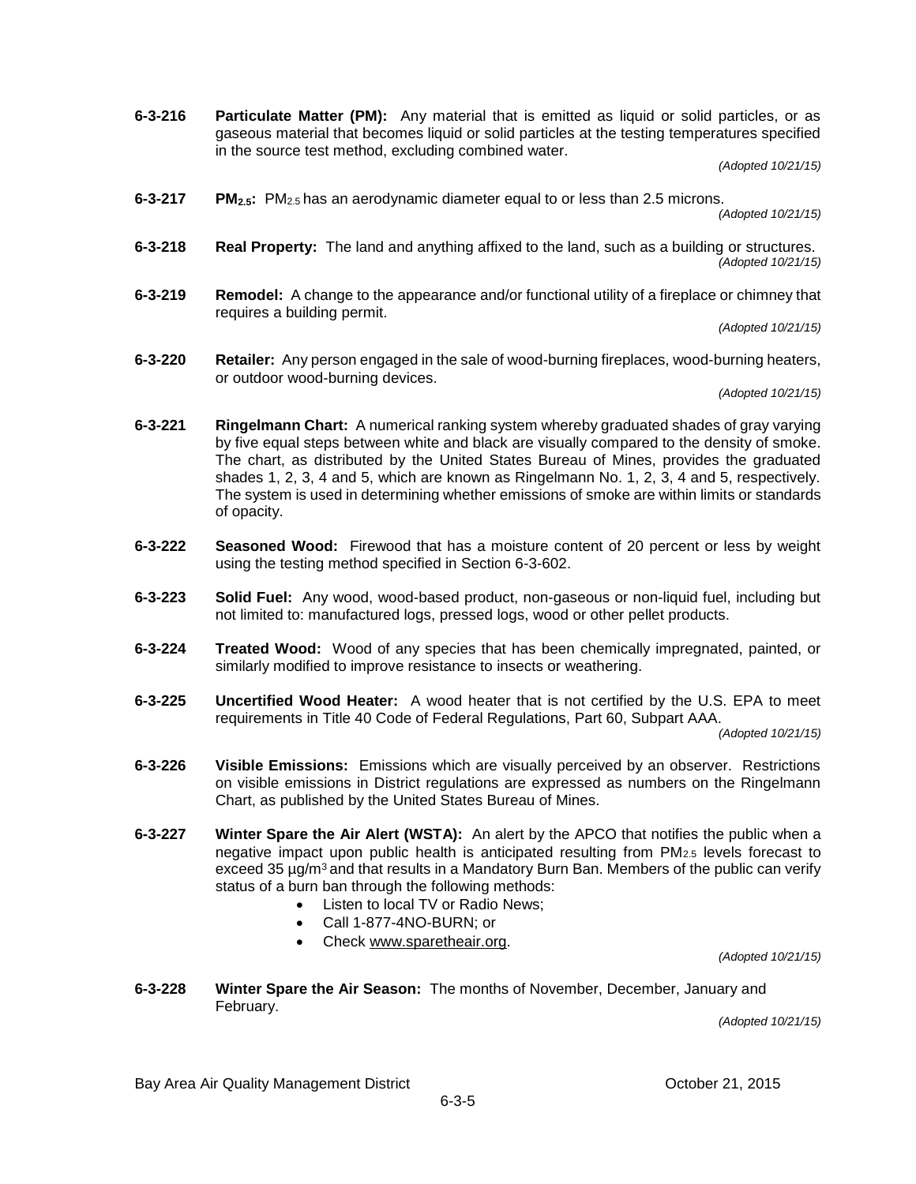**6-3-216** **Particulate Matter (PM):** Any material that is emitted as liquid or solid particles, or as gaseous material that becomes liquid or solid particles at the testing temperatures specified in the source test method, excluding combined water.

*(Adopted 10/21/15)*

**6-3-217** **$PM_{2.5}$:** $PM_{2.5}$ has an aerodynamic diameter equal to or less than 2.5 microns.

*(Adopted 10/21/15)*

**6-3-218** **Real Property:** The land and anything affixed to the land, such as a building or structures.

*(Adopted 10/21/15)*

**6-3-219** **Remodel:** A change to the appearance and/or functional utility of a fireplace or chimney that requires a building permit.

*(Adopted 10/21/15)*

**6-3-220** **Retailer:** Any person engaged in the sale of wood-burning fireplaces, wood-burning heaters, or outdoor wood-burning devices.

*(Adopted 10/21/15)*

**6-3-221** **Ringelmann Chart:** A numerical ranking system whereby graduated shades of gray varying by five equal steps between white and black are visually compared to the density of smoke. The chart, as distributed by the United States Bureau of Mines, provides the graduated shades 1, 2, 3, 4 and 5, which are known as Ringelmann No. 1, 2, 3, 4 and 5, respectively. The system is used in determining whether emissions of smoke are within limits or standards of opacity.

**6-3-222** **Seasoned Wood:** Firewood that has a moisture content of 20 percent or less by weight using the testing method specified in Section 6-3-602.

**6-3-223** **Solid Fuel:** Any wood, wood-based product, non-gaseous or non-liquid fuel, including but not limited to: manufactured logs, pressed logs, wood or other pellet products.

**6-3-224** **Treated Wood:** Wood of any species that has been chemically impregnated, painted, or similarly modified to improve resistance to insects or weathering.

**6-3-225** **Uncertified Wood Heater:** A wood heater that is not certified by the U.S. EPA to meet requirements in Title 40 Code of Federal Regulations, Part 60, Subpart AAA.

*(Adopted 10/21/15)*

**6-3-226** **Visible Emissions:** Emissions which are visually perceived by an observer. Restrictions on visible emissions in District regulations are expressed as numbers on the Ringelmann Chart, as published by the United States Bureau of Mines.

**6-3-227** **Winter Spare the Air Alert (WSTA):** An alert by the APCO that notifies the public when a negative impact upon public health is anticipated resulting from $PM_{2.5}$ levels forecast to exceed 35 $\mu g/m^3$ and that results in a Mandatory Burn Ban. Members of the public can verify status of a burn ban through the following methods:

- Listen to local TV or Radio News;
- Call 1-877-4NO-BURN; or
- Check www.sparetheair.org.

*(Adopted 10/21/15)*

**6-3-228** **Winter Spare the Air Season:** The months of November, December, January and February.

*(Adopted 10/21/15)*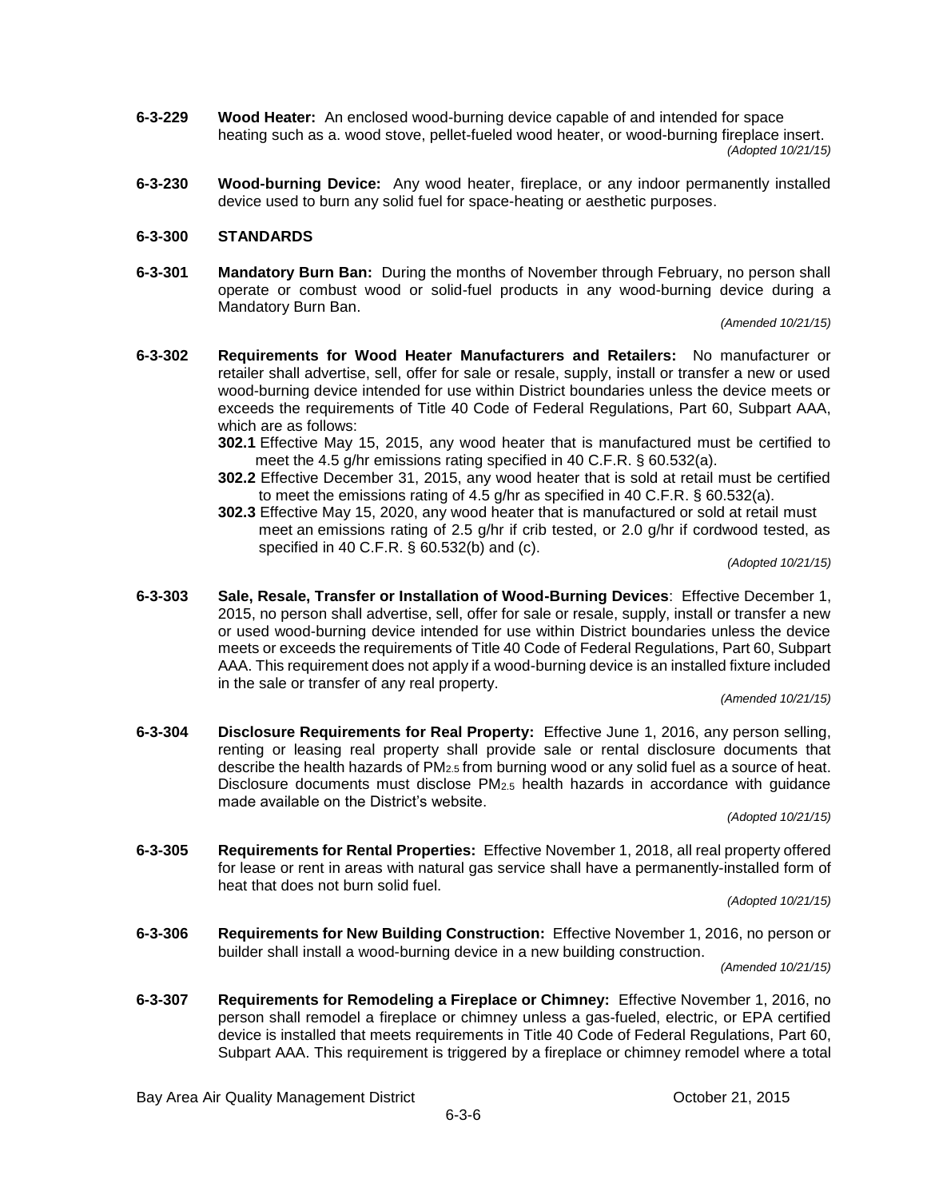**6-3-229 Wood Heater:** An enclosed wood-burning device capable of and intended for space heating such as a. wood stove, pellet-fueled wood heater, or wood-burning fireplace insert.

*(Adopted 10/21/15)*

**6-3-230 Wood-burning Device:** Any wood heater, fireplace, or any indoor permanently installed device used to burn any solid fuel for space-heating or aesthetic purposes.

## 6-3-300 STANDARDS

**6-3-301 Mandatory Burn Ban:** During the months of November through February, no person shall operate or combust wood or solid-fuel products in any wood-burning device during a Mandatory Burn Ban.

*(Amended 10/21/15)*

**6-3-302 Requirements for Wood Heater Manufacturers and Retailers:** No manufacturer or retailer shall advertise, sell, offer for sale or resale, supply, install or transfer a new or used wood-burning device intended for use within District boundaries unless the device meets or exceeds the requirements of Title 40 Code of Federal Regulations, Part 60, Subpart AAA, which are as follows:

**302.1** Effective May 15, 2015, any wood heater that is manufactured must be certified to meet the 4.5 g/hr emissions rating specified in 40 C.F.R. § 60.532(a).

**302.2** Effective December 31, 2015, any wood heater that is sold at retail must be certified to meet the emissions rating of 4.5 g/hr as specified in 40 C.F.R. § 60.532(a).

**302.3** Effective May 15, 2020, any wood heater that is manufactured or sold at retail must meet an emissions rating of 2.5 g/hr if crib tested, or 2.0 g/hr if cordwood tested, as specified in 40 C.F.R. § 60.532(b) and (c).

*(Adopted 10/21/15)*

**6-3-303 Sale, Resale, Transfer or Installation of Wood-Burning Devices**: Effective December 1, 2015, no person shall advertise, sell, offer for sale or resale, supply, install or transfer a new or used wood-burning device intended for use within District boundaries unless the device meets or exceeds the requirements of Title 40 Code of Federal Regulations, Part 60, Subpart AAA. This requirement does not apply if a wood-burning device is an installed fixture included in the sale or transfer of any real property.

*(Amended 10/21/15)*

**6-3-304 Disclosure Requirements for Real Property:** Effective June 1, 2016, any person selling, renting or leasing real property shall provide sale or rental disclosure documents that describe the health hazards of $PM_{2.5}$ from burning wood or any solid fuel as a source of heat. Disclosure documents must disclose $PM_{2.5}$ health hazards in accordance with guidance made available on the District's website.

*(Adopted 10/21/15)*

**6-3-305 Requirements for Rental Properties:** Effective November 1, 2018, all real property offered for lease or rent in areas with natural gas service shall have a permanently-installed form of heat that does not burn solid fuel.

*(Adopted 10/21/15)*

**6-3-306 Requirements for New Building Construction:** Effective November 1, 2016, no person or builder shall install a wood-burning device in a new building construction.

*(Amended 10/21/15)*

**6-3-307 Requirements for Remodeling a Fireplace or Chimney:** Effective November 1, 2016, no person shall remodel a fireplace or chimney unless a gas-fueled, electric, or EPA certified device is installed that meets requirements in Title 40 Code of Federal Regulations, Part 60, Subpart AAA. This requirement is triggered by a fireplace or chimney remodel where a total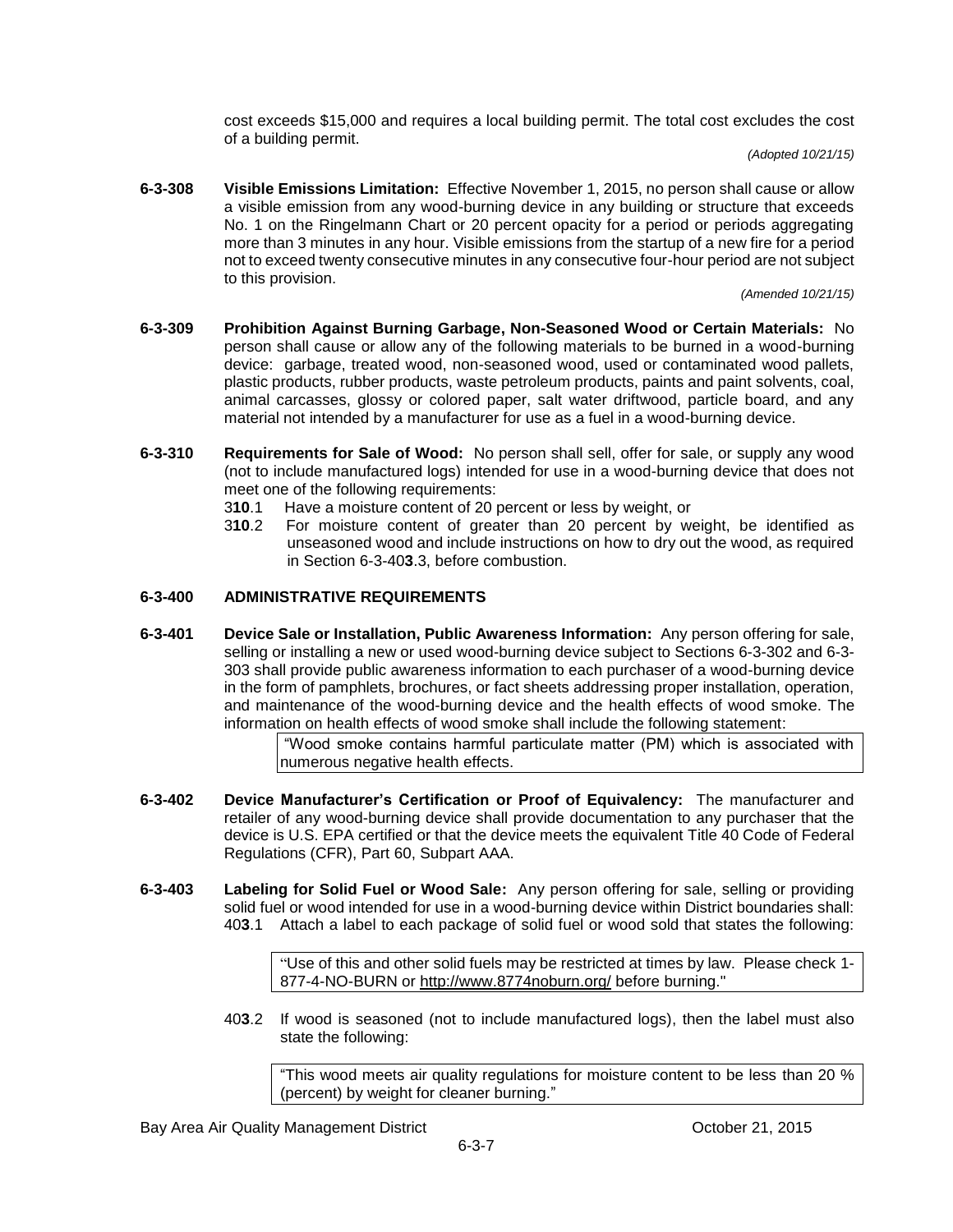cost exceeds $15,000 and requires a local building permit. The total cost excludes the cost of a building permit.

*(Adopted 10/21/15)*

**6-3-308 Visible Emissions Limitation:** Effective November 1, 2015, no person shall cause or allow a visible emission from any wood-burning device in any building or structure that exceeds No. 1 on the Ringelmann Chart or 20 percent opacity for a period or periods aggregating more than 3 minutes in any hour. Visible emissions from the startup of a new fire for a period not to exceed twenty consecutive minutes in any consecutive four-hour period are not subject to this provision.

*(Amended 10/21/15)*

**6-3-309 Prohibition Against Burning Garbage, Non-Seasoned Wood or Certain Materials:** No person shall cause or allow any of the following materials to be burned in a wood-burning device: garbage, treated wood, non-seasoned wood, used or contaminated wood pallets, plastic products, rubber products, waste petroleum products, paints and paint solvents, coal, animal carcasses, glossy or colored paper, salt water driftwood, particle board, and any material not intended by a manufacturer for use as a fuel in a wood-burning device.

**6-3-310 Requirements for Sale of Wood:** No person shall sell, offer for sale, or supply any wood (not to include manufactured logs) intended for use in a wood-burning device that does not meet one of the following requirements:

3**10**.1 Have a moisture content of 20 percent or less by weight, or

3**10**.2 For moisture content of greater than 20 percent by weight, be identified as unseasoned wood and include instructions on how to dry out the wood, as required in Section 6-3-40**3**.3, before combustion.

## 6-3-400 ADMINISTRATIVE REQUIREMENTS

**6-3-401 Device Sale or Installation, Public Awareness Information:** Any person offering for sale, selling or installing a new or used wood-burning device subject to Sections 6-3-302 and 6-3-303 shall provide public awareness information to each purchaser of a wood-burning device in the form of pamphlets, brochures, or fact sheets addressing proper installation, operation, and maintenance of the wood-burning device and the health effects of wood smoke. The information on health effects of wood smoke shall include the following statement:

> "Wood smoke contains harmful particulate matter (PM) which is associated with numerous negative health effects.

**6-3-402 Device Manufacturer's Certification or Proof of Equivalency:** The manufacturer and retailer of any wood-burning device shall provide documentation to any purchaser that the device is U.S. EPA certified or that the device meets the equivalent Title 40 Code of Federal Regulations (CFR), Part 60, Subpart AAA.

**6-3-403 Labeling for Solid Fuel or Wood Sale:** Any person offering for sale, selling or providing solid fuel or wood intended for use in a wood-burning device within District boundaries shall:

40**3**.1 Attach a label to each package of solid fuel or wood sold that states the following:

> "Use of this and other solid fuels may be restricted at times by law. Please check 1-877-4-NO-BURN or http://www.8774noburn.org/ before burning."

40**3**.2 If wood is seasoned (not to include manufactured logs), then the label must also state the following:

> "This wood meets air quality regulations for moisture content to be less than 20 % (percent) by weight for cleaner burning."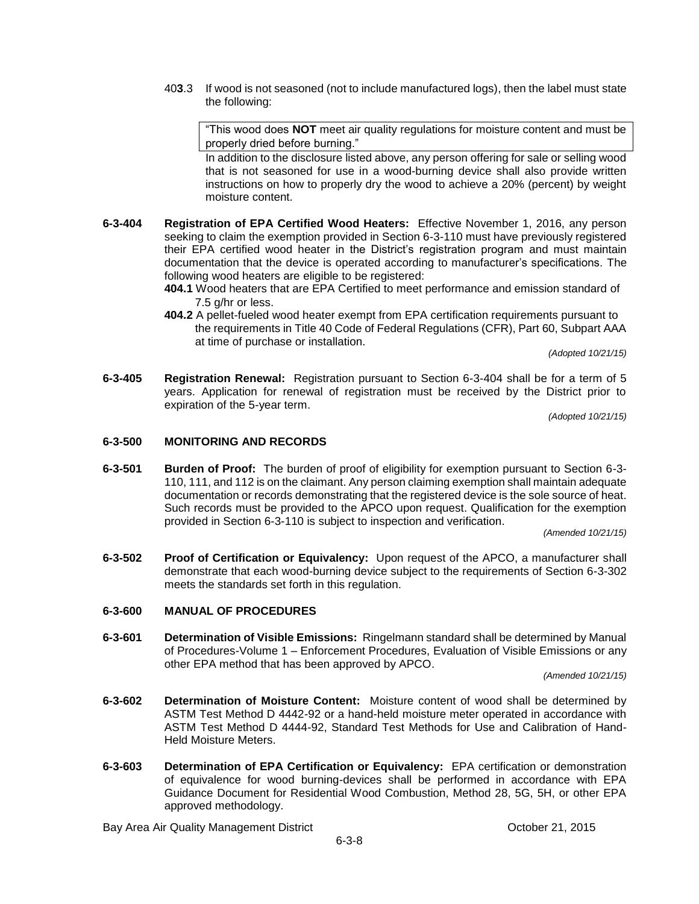403.3 If wood is not seasoned (not to include manufactured logs), then the label must state the following:

> "This wood does **NOT** meet air quality regulations for moisture content and must be properly dried before burning."

In addition to the disclosure listed above, any person offering for sale or selling wood that is not seasoned for use in a wood-burning device shall also provide written instructions on how to properly dry the wood to achieve a 20% (percent) by weight moisture content.

**6-3-404 Registration of EPA Certified Wood Heaters:** Effective November 1, 2016, any person seeking to claim the exemption provided in Section 6-3-110 must have previously registered their EPA certified wood heater in the District's registration program and must maintain documentation that the device is operated according to manufacturer's specifications. The following wood heaters are eligible to be registered:

**404.1** Wood heaters that are EPA Certified to meet performance and emission standard of 7.5 g/hr or less.

**404.2** A pellet-fueled wood heater exempt from EPA certification requirements pursuant to the requirements in Title 40 Code of Federal Regulations (CFR), Part 60, Subpart AAA at time of purchase or installation.

*(Adopted 10/21/15)*

**6-3-405 Registration Renewal:** Registration pursuant to Section 6-3-404 shall be for a term of 5 years. Application for renewal of registration must be received by the District prior to expiration of the 5-year term.

*(Adopted 10/21/15)*

## 6-3-500 MONITORING AND RECORDS

**6-3-501 Burden of Proof:** The burden of proof of eligibility for exemption pursuant to Section 6-3-110, 111, and 112 is on the claimant. Any person claiming exemption shall maintain adequate documentation or records demonstrating that the registered device is the sole source of heat. Such records must be provided to the APCO upon request. Qualification for the exemption provided in Section 6-3-110 is subject to inspection and verification.

*(Amended 10/21/15)*

**6-3-502 Proof of Certification or Equivalency:** Upon request of the APCO, a manufacturer shall demonstrate that each wood-burning device subject to the requirements of Section 6-3-302 meets the standards set forth in this regulation.

## 6-3-600 MANUAL OF PROCEDURES

**6-3-601 Determination of Visible Emissions:** Ringelmann standard shall be determined by Manual of Procedures-Volume 1 – Enforcement Procedures, Evaluation of Visible Emissions or any other EPA method that has been approved by APCO.

*(Amended 10/21/15)*

**6-3-602 Determination of Moisture Content:** Moisture content of wood shall be determined by ASTM Test Method D 4442-92 or a hand-held moisture meter operated in accordance with ASTM Test Method D 4444-92, Standard Test Methods for Use and Calibration of Hand-Held Moisture Meters.

**6-3-603 Determination of EPA Certification or Equivalency:** EPA certification or demonstration of equivalence for wood burning-devices shall be performed in accordance with EPA Guidance Document for Residential Wood Combustion, Method 28, 5G, 5H, or other EPA approved methodology.